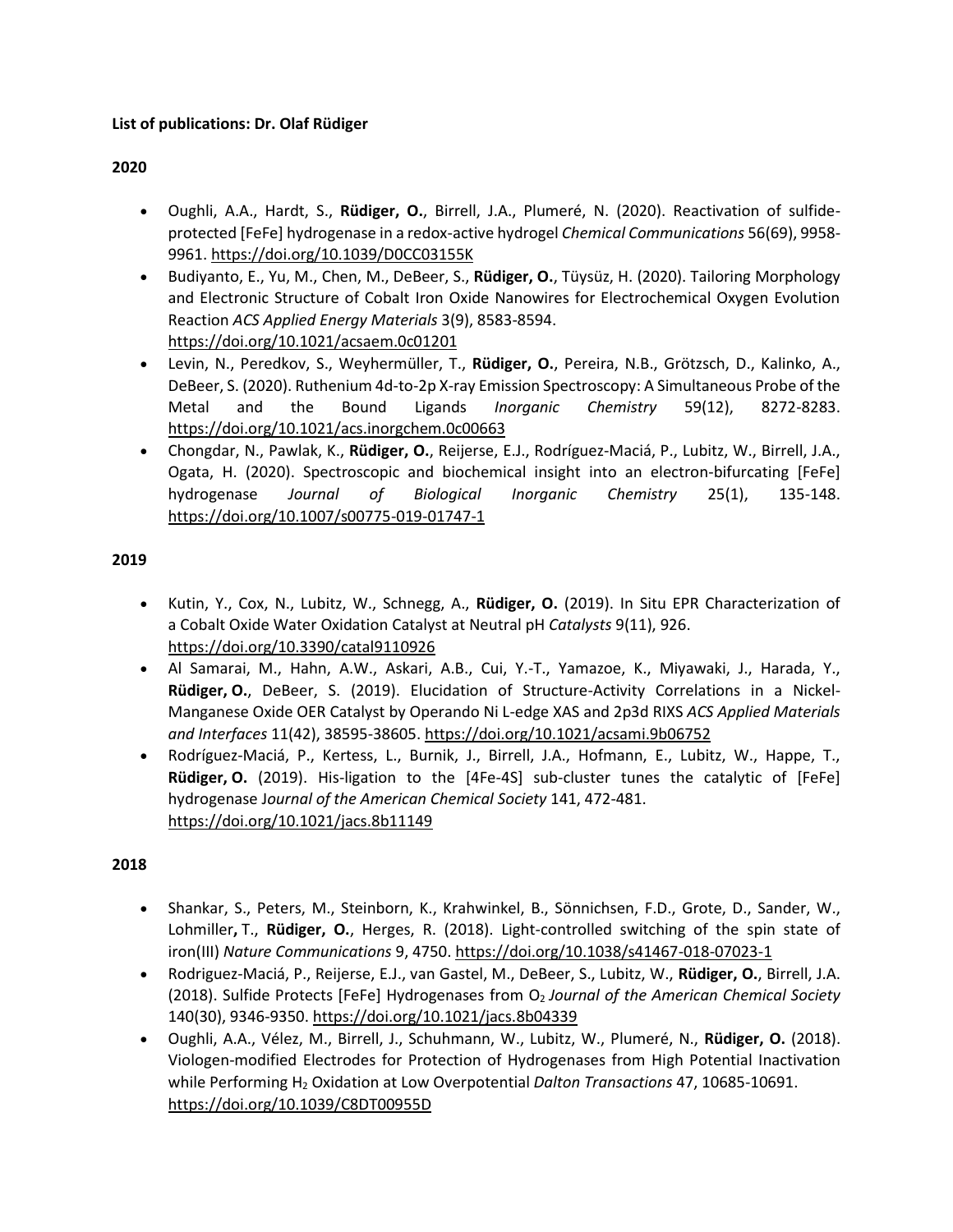**List of publications: Dr. Olaf Rüdiger**

**2020**

- Oughli, A.A., Hardt, S., **Rüdiger, O.**, Birrell, J.A., Plumeré, N. (2020). Reactivation of sulfide-protected [FeFe] hydrogenase in a redox-active hydrogel *Chemical Communications* 56(69), 9958-9961. https://doi.org/10.1039/D0CC03155K
- Budiyanto, E., Yu, M., Chen, M., DeBeer, S., **Rüdiger, O.**, Tüysüz, H. (2020). Tailoring Morphology and Electronic Structure of Cobalt Iron Oxide Nanowires for Electrochemical Oxygen Evolution Reaction *ACS Applied Energy Materials* 3(9), 8583-8594. https://doi.org/10.1021/acsaem.0c01201
- Levin, N., Peredkov, S., Weyhermüller, T., **Rüdiger, O.**, Pereira, N.B., Grötzsch, D., Kalinko, A., DeBeer, S. (2020). Ruthenium 4d-to-2p X-ray Emission Spectroscopy: A Simultaneous Probe of the Metal and the Bound Ligands *Inorganic Chemistry* 59(12), 8272-8283. https://doi.org/10.1021/acs.inorgchem.0c00663
- Chongdar, N., Pawlak, K., **Rüdiger, O.**, Reijerse, E.J., Rodríguez-Maciá, P., Lubitz, W., Birrell, J.A., Ogata, H. (2020). Spectroscopic and biochemical insight into an electron-bifurcating [FeFe] hydrogenase *Journal of Biological Inorganic Chemistry* 25(1), 135-148. https://doi.org/10.1007/s00775-019-01747-1

**2019**

- Kutin, Y., Cox, N., Lubitz, W., Schnegg, A., **Rüdiger, O.** (2019). In Situ EPR Characterization of a Cobalt Oxide Water Oxidation Catalyst at Neutral pH *Catalysts* 9(11), 926. https://doi.org/10.3390/catal9110926
- Al Samarai, M., Hahn, A.W., Askari, A.B., Cui, Y.-T., Yamazoe, K., Miyawaki, J., Harada, Y., **Rüdiger, O.**, DeBeer, S. (2019). Elucidation of Structure-Activity Correlations in a Nickel-Manganese Oxide OER Catalyst by Operando Ni L-edge XAS and 2p3d RIXS *ACS Applied Materials and Interfaces* 11(42), 38595-38605. https://doi.org/10.1021/acsami.9b06752
- Rodríguez-Maciá, P., Kertess, L., Burnik, J., Birrell, J.A., Hofmann, E., Lubitz, W., Happe, T., **Rüdiger, O.** (2019). His-ligation to the [4Fe-4S] sub-cluster tunes the catalytic of [FeFe] hydrogenase *Journal of the American Chemical Society* 141, 472-481. https://doi.org/10.1021/jacs.8b11149

**2018**

- Shankar, S., Peters, M., Steinborn, K., Krahwinkel, B., Sönnichsen, F.D., Grote, D., Sander, W., Lohmiller, T., **Rüdiger, O.**, Herges, R. (2018). Light-controlled switching of the spin state of iron(III) *Nature Communications* 9, 4750. https://doi.org/10.1038/s41467-018-07023-1
- Rodriguez-Maciá, P., Reijerse, E.J., van Gastel, M., DeBeer, S., Lubitz, W., **Rüdiger, O.**, Birrell, J.A. (2018). Sulfide Protects [FeFe] Hydrogenases from $O_2$ *Journal of the American Chemical Society* 140(30), 9346-9350. https://doi.org/10.1021/jacs.8b04339
- Oughli, A.A., Vélez, M., Birrell, J., Schuhmann, W., Lubitz, W., Plumeré, N., **Rüdiger, O.** (2018). Viologen-modified Electrodes for Protection of Hydrogenases from High Potential Inactivation while Performing $H_2$ Oxidation at Low Overpotential *Dalton Transactions* 47, 10685-10691. https://doi.org/10.1039/C8DT00955D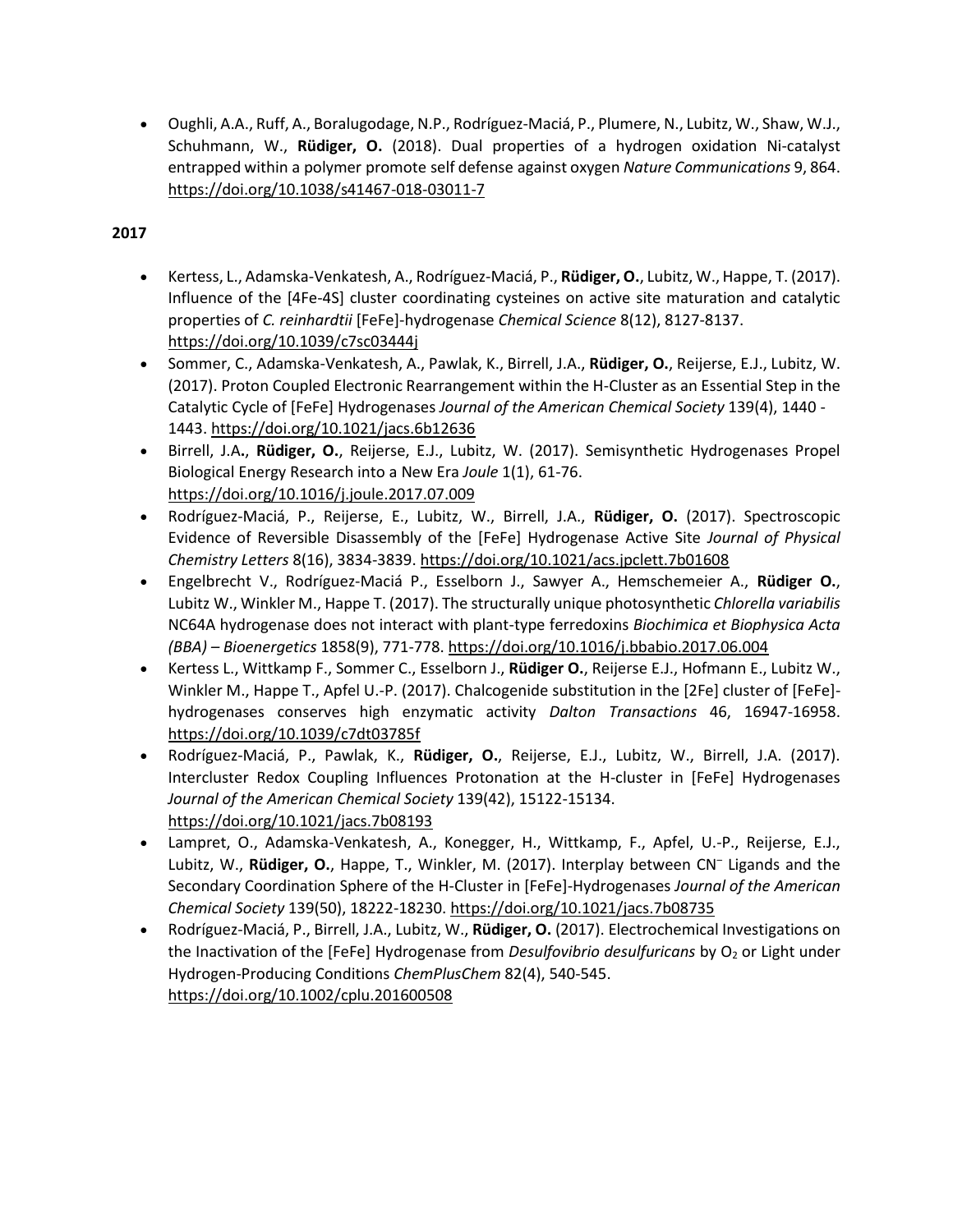- Oughli, A.A., Ruff, A., Boralugodage, N.P., Rodríguez-Maciá, P., Plumere, N., Lubitz, W., Shaw, W.J., Schuhmann, W., **Rüdiger, O.** (2018). Dual properties of a hydrogen oxidation Ni-catalyst entrapped within a polymer promote self defense against oxygen *Nature Communications* 9, 864. https://doi.org/10.1038/s41467-018-03011-7

**2017**

- Kertess, L., Adamska-Venkatesh, A., Rodríguez-Maciá, P., **Rüdiger, O.**, Lubitz, W., Happe, T. (2017). Influence of the [4Fe-4S] cluster coordinating cysteines on active site maturation and catalytic properties of *C. reinhardtii* [FeFe]-hydrogenase *Chemical Science* 8(12), 8127-8137. https://doi.org/10.1039/c7sc03444j
- Sommer, C., Adamska-Venkatesh, A., Pawlak, K., Birrell, J.A., **Rüdiger, O.**, Reijerse, E.J., Lubitz, W. (2017). Proton Coupled Electronic Rearrangement within the H-Cluster as an Essential Step in the Catalytic Cycle of [FeFe] Hydrogenases *Journal of the American Chemical Society* 139(4), 1440 - 1443. https://doi.org/10.1021/jacs.6b12636
- Birrell, J.A**.**, **Rüdiger, O.**, Reijerse, E.J., Lubitz, W. (2017). Semisynthetic Hydrogenases Propel Biological Energy Research into a New Era *Joule* 1(1), 61-76. https://doi.org/10.1016/j.joule.2017.07.009
- Rodríguez-Maciá, P., Reijerse, E., Lubitz, W., Birrell, J.A., **Rüdiger, O.** (2017). Spectroscopic Evidence of Reversible Disassembly of the [FeFe] Hydrogenase Active Site *Journal of Physical Chemistry Letters* 8(16), 3834-3839. https://doi.org/10.1021/acs.jpclett.7b01608
- Engelbrecht V., Rodríguez-Maciá P., Esselborn J., Sawyer A., Hemschemeier A., **Rüdiger O.**, Lubitz W., Winkler M., Happe T. (2017). The structurally unique photosynthetic *Chlorella variabilis* NC64A hydrogenase does not interact with plant-type ferredoxins *Biochimica et Biophysica Acta (BBA) – Bioenergetics* 1858(9), 771-778. https://doi.org/10.1016/j.bbabio.2017.06.004
- Kertess L., Wittkamp F., Sommer C., Esselborn J., **Rüdiger O.**, Reijerse E.J., Hofmann E., Lubitz W., Winkler M., Happe T., Apfel U.-P. (2017). Chalcogenide substitution in the [2Fe] cluster of [FeFe]-hydrogenases conserves high enzymatic activity *Dalton Transactions* 46, 16947-16958. https://doi.org/10.1039/c7dt03785f
- Rodríguez-Maciá, P., Pawlak, K., **Rüdiger, O.**, Reijerse, E.J., Lubitz, W., Birrell, J.A. (2017). Intercluster Redox Coupling Influences Protonation at the H-cluster in [FeFe] Hydrogenases *Journal of the American Chemical Society* 139(42), 15122-15134. https://doi.org/10.1021/jacs.7b08193
- Lampret, O., Adamska-Venkatesh, A., Konegger, H., Wittkamp, F., Apfel, U.-P., Reijerse, E.J., Lubitz, W., **Rüdiger, O.**, Happe, T., Winkler, M. (2017). Interplay between $CN^{-}$ Ligands and the Secondary Coordination Sphere of the H-Cluster in [FeFe]-Hydrogenases *Journal of the American Chemical Society* 139(50), 18222-18230. https://doi.org/10.1021/jacs.7b08735
- Rodríguez-Maciá, P., Birrell, J.A., Lubitz, W., **Rüdiger, O.** (2017). Electrochemical Investigations on the Inactivation of the [FeFe] Hydrogenase from *Desulfovibrio desulfuricans* by $O_2$ or Light under Hydrogen-Producing Conditions *ChemPlusChem* 82(4), 540-545. https://doi.org/10.1002/cplu.201600508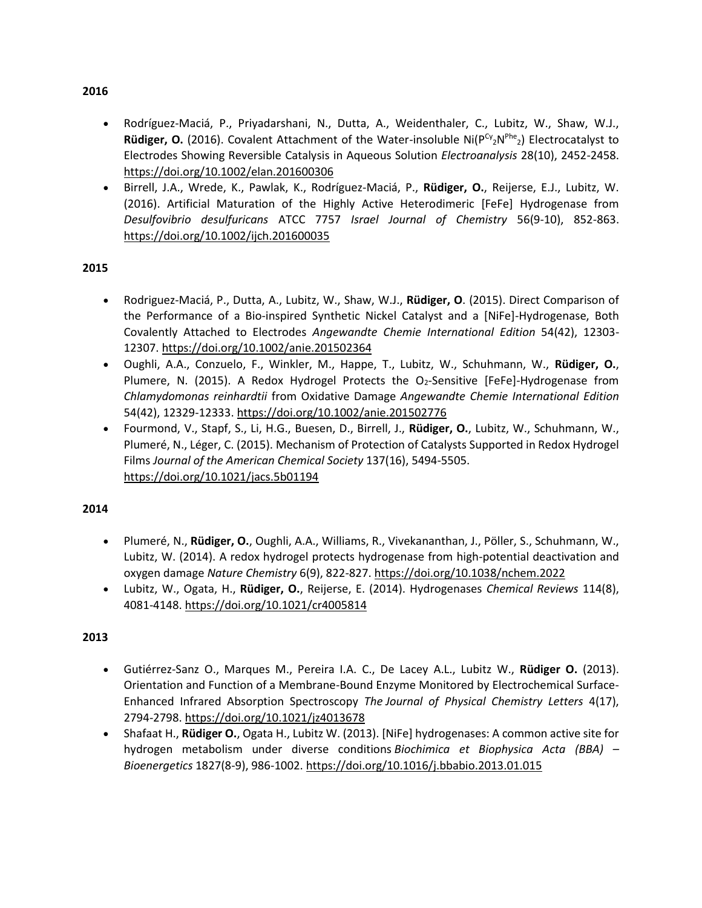**2016**

- Rodríguez-Maciá, P., Priyadarshani, N., Dutta, A., Weidenthaler, C., Lubitz, W., Shaw, W.J., **Rüdiger, O.** (2016). Covalent Attachment of the Water-insoluble Ni($P^{Cy}{}_2N^{Phe}{}_2$) Electrocatalyst to Electrodes Showing Reversible Catalysis in Aqueous Solution *Electroanalysis* 28(10), 2452-2458. https://doi.org/10.1002/elan.201600306
- Birrell, J.A., Wrede, K., Pawlak, K., Rodríguez-Maciá, P., **Rüdiger, O.**, Reijerse, E.J., Lubitz, W. (2016). Artificial Maturation of the Highly Active Heterodimeric [FeFe] Hydrogenase from *Desulfovibrio desulfuricans* ATCC 7757 *Israel Journal of Chemistry* 56(9-10), 852-863. https://doi.org/10.1002/ijch.201600035

**2015**

- Rodriguez-Maciá, P., Dutta, A., Lubitz, W., Shaw, W.J., **Rüdiger, O**. (2015). Direct Comparison of the Performance of a Bio-inspired Synthetic Nickel Catalyst and a [NiFe]-Hydrogenase, Both Covalently Attached to Electrodes *Angewandte Chemie International Edition* 54(42), 12303-12307. https://doi.org/10.1002/anie.201502364
- Oughli, A.A., Conzuelo, F., Winkler, M., Happe, T., Lubitz, W., Schuhmann, W., **Rüdiger, O.**, Plumere, N. (2015). A Redox Hydrogel Protects the $O_2$-Sensitive [FeFe]-Hydrogenase from *Chlamydomonas reinhardtii* from Oxidative Damage *Angewandte Chemie International Edition* 54(42), 12329-12333. https://doi.org/10.1002/anie.201502776
- Fourmond, V., Stapf, S., Li, H.G., Buesen, D., Birrell, J., **Rüdiger, O.**, Lubitz, W., Schuhmann, W., Plumeré, N., Léger, C. (2015). Mechanism of Protection of Catalysts Supported in Redox Hydrogel Films *Journal of the American Chemical Society* 137(16), 5494-5505. https://doi.org/10.1021/jacs.5b01194

**2014**

- Plumeré, N., **Rüdiger, O.**, Oughli, A.A., Williams, R., Vivekananthan, J., Pöller, S., Schuhmann, W., Lubitz, W. (2014). A redox hydrogel protects hydrogenase from high-potential deactivation and oxygen damage *Nature Chemistry* 6(9), 822-827. https://doi.org/10.1038/nchem.2022
- Lubitz, W., Ogata, H., **Rüdiger, O.**, Reijerse, E. (2014). Hydrogenases *Chemical Reviews* 114(8), 4081-4148. https://doi.org/10.1021/cr4005814

**2013**

- Gutiérrez-Sanz O., Marques M., Pereira I.A. C., De Lacey A.L., Lubitz W., **Rüdiger O.** (2013). Orientation and Function of a Membrane-Bound Enzyme Monitored by Electrochemical Surface-Enhanced Infrared Absorption Spectroscopy *The Journal of Physical Chemistry Letters* 4(17), 2794-2798. https://doi.org/10.1021/jz4013678
- Shafaat H., **Rüdiger O.**, Ogata H., Lubitz W. (2013). [NiFe] hydrogenases: A common active site for hydrogen metabolism under diverse conditions *Biochimica et Biophysica Acta (BBA) – Bioenergetics* 1827(8-9), 986-1002. https://doi.org/10.1016/j.bbabio.2013.01.015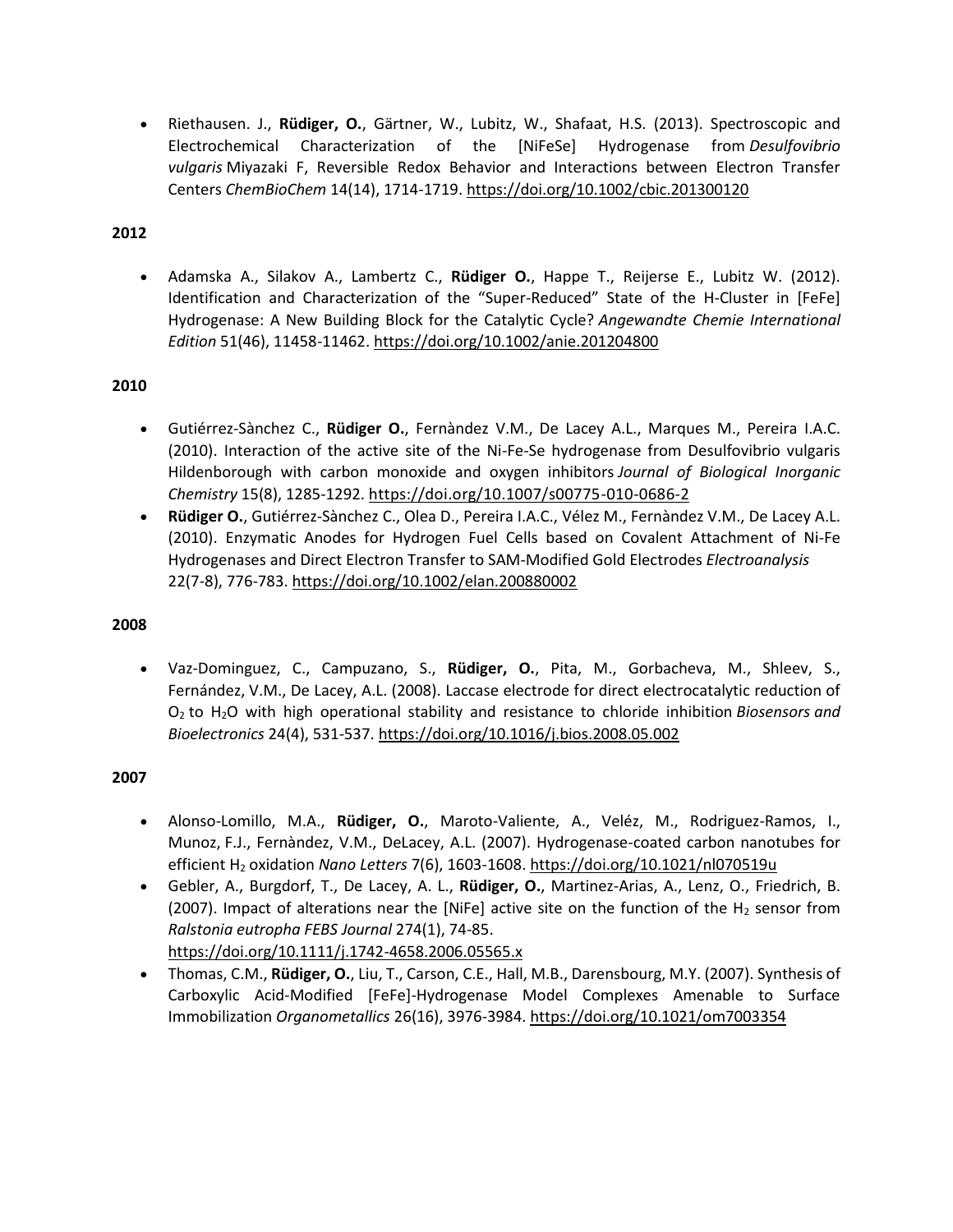- Riethausen. J., **Rüdiger, O.**, Gärtner, W., Lubitz, W., Shafaat, H.S. (2013). Spectroscopic and Electrochemical Characterization of the [NiFeSe] Hydrogenase from *Desulfovibrio vulgaris* Miyazaki F, Reversible Redox Behavior and Interactions between Electron Transfer Centers *ChemBioChem* 14(14), 1714-1719. https://doi.org/10.1002/cbic.201300120

**2012**

- Adamska A., Silakov A., Lambertz C., **Rüdiger O.**, Happe T., Reijerse E., Lubitz W. (2012). Identification and Characterization of the "Super-Reduced" State of the H-Cluster in [FeFe] Hydrogenase: A New Building Block for the Catalytic Cycle? *Angewandte Chemie International Edition* 51(46), 11458-11462. https://doi.org/10.1002/anie.201204800

**2010**

- Gutiérrez-Sànchez C., **Rüdiger O.**, Fernàndez V.M., De Lacey A.L., Marques M., Pereira I.A.C. (2010). Interaction of the active site of the Ni-Fe-Se hydrogenase from Desulfovibrio vulgaris Hildenborough with carbon monoxide and oxygen inhibitors *Journal of Biological Inorganic Chemistry* 15(8), 1285-1292. https://doi.org/10.1007/s00775-010-0686-2
- **Rüdiger O.**, Gutiérrez-Sànchez C., Olea D., Pereira I.A.C., Vélez M., Fernàndez V.M., De Lacey A.L. (2010). Enzymatic Anodes for Hydrogen Fuel Cells based on Covalent Attachment of Ni-Fe Hydrogenases and Direct Electron Transfer to SAM-Modified Gold Electrodes *Electroanalysis* 22(7-8), 776-783. https://doi.org/10.1002/elan.200880002

**2008**

- Vaz-Dominguez, C., Campuzano, S., **Rüdiger, O.**, Pita, M., Gorbacheva, M., Shleev, S., Fernández, V.M., De Lacey, A.L. (2008). Laccase electrode for direct electrocatalytic reduction of $O_2$ to $H_2O$ with high operational stability and resistance to chloride inhibition *Biosensors and Bioelectronics* 24(4), 531-537. https://doi.org/10.1016/j.bios.2008.05.002

**2007**

- Alonso-Lomillo, M.A., **Rüdiger, O.**, Maroto-Valiente, A., Veléz, M., Rodriguez-Ramos, I., Munoz, F.J., Fernàndez, V.M., DeLacey, A.L. (2007). Hydrogenase-coated carbon nanotubes for efficient $H_2$ oxidation *Nano Letters* 7(6), 1603-1608. https://doi.org/10.1021/nl070519u
- Gebler, A., Burgdorf, T., De Lacey, A. L., **Rüdiger, O.**, Martinez-Arias, A., Lenz, O., Friedrich, B. (2007). Impact of alterations near the [NiFe] active site on the function of the $H_2$ sensor from *Ralstonia eutropha FEBS Journal* 274(1), 74-85. https://doi.org/10.1111/j.1742-4658.2006.05565.x
- Thomas, C.M., **Rüdiger, O.**, Liu, T., Carson, C.E., Hall, M.B., Darensbourg, M.Y. (2007). Synthesis of Carboxylic Acid-Modified [FeFe]-Hydrogenase Model Complexes Amenable to Surface Immobilization *Organometallics* 26(16), 3976-3984. https://doi.org/10.1021/om7003354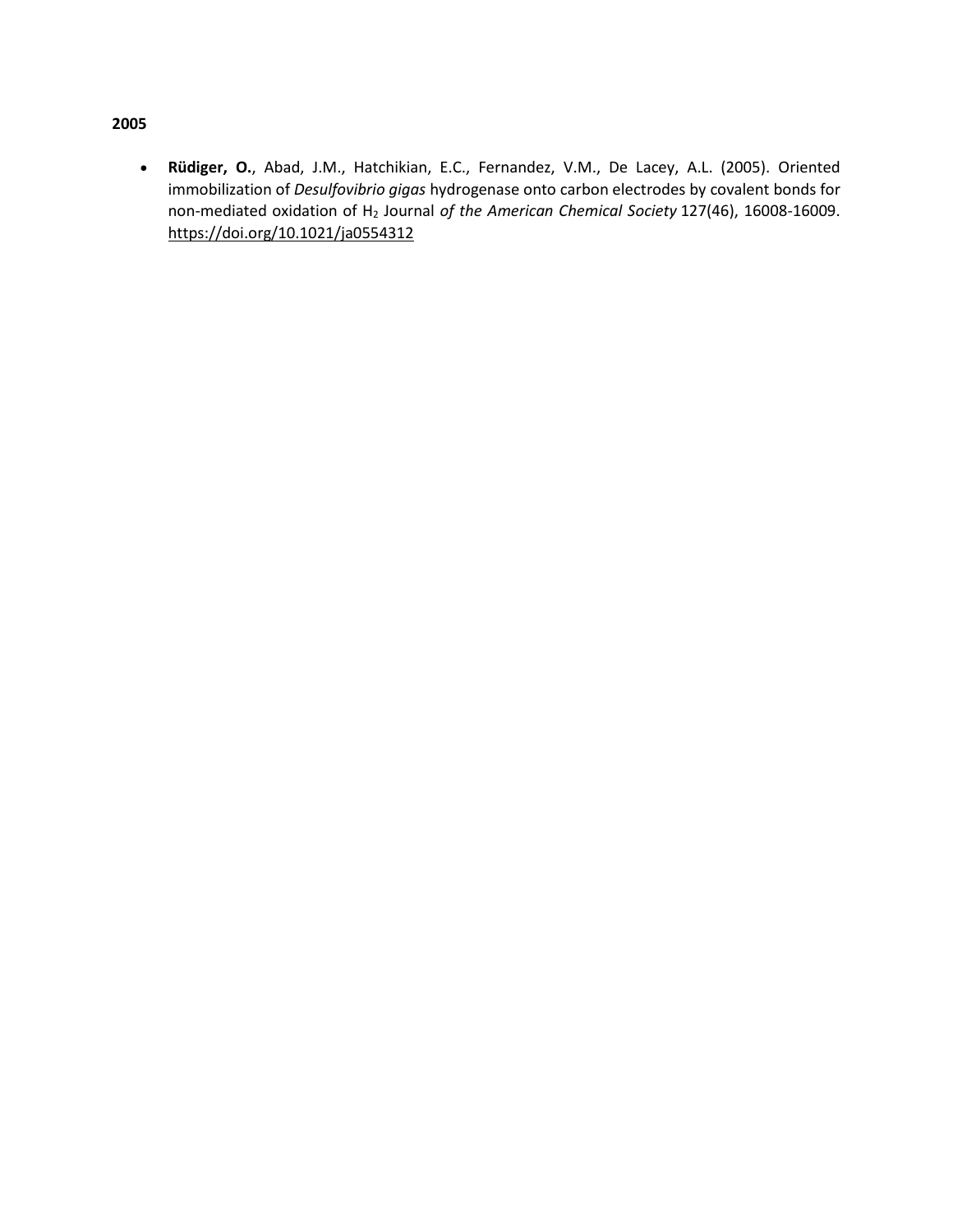**2005**

- **Rüdiger, O.**, Abad, J.M., Hatchikian, E.C., Fernandez, V.M., De Lacey, A.L. (2005). Oriented immobilization of *Desulfovibrio gigas* hydrogenase onto carbon electrodes by covalent bonds for non-mediated oxidation of $H_2$ Journal *of the American Chemical Society* 127(46), 16008-16009. https://doi.org/10.1021/ja0554312